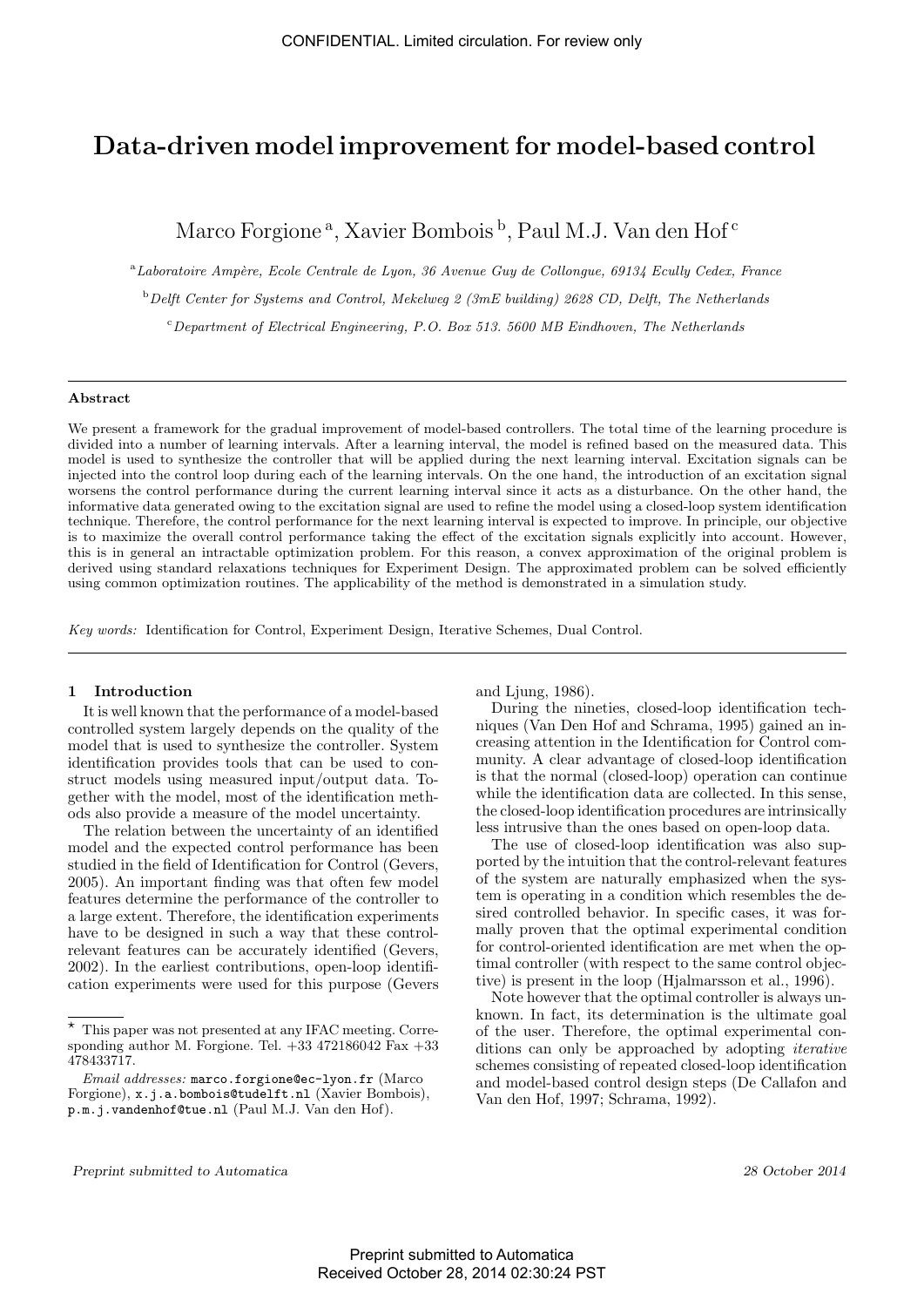# Data-driven model improvement for model-based control

Marco Forgione [a], Xavier Bombois [b], Paul M.J. Van den Hof [c]

[a] *Laboratoire Ampère, Ecole Centrale de Lyon, 36 Avenue Guy de Collongue, 69134 Ecully Cedex, France*

[b] *Delft Center for Systems and Control, Mekelweg 2 (3mE building) 2628 CD, Delft, The Netherlands*

[c] *Department of Electrical Engineering, P.O. Box 513. 5600 MB Eindhoven, The Netherlands*

---

**Abstract**

We present a framework for the gradual improvement of model-based controllers. The total time of the learning procedure is divided into a number of learning intervals. After a learning interval, the model is refined based on the measured data. This model is used to synthesize the controller that will be applied during the next learning interval. Excitation signals can be injected into the control loop during each of the learning intervals. On the one hand, the introduction of an excitation signal worsens the control performance during the current learning interval since it acts as a disturbance. On the other hand, the informative data generated owing to the excitation signal are used to refine the model using a closed-loop system identification technique. Therefore, the control performance for the next learning interval is expected to improve. In principle, our objective is to maximize the overall control performance taking the effect of the excitation signals explicitly into account. However, this is in general an intractable optimization problem. For this reason, a convex approximation of the original problem is derived using standard relaxations techniques for Experiment Design. The approximated problem can be solved efficiently using common optimization routines. The applicability of the method is demonstrated in a simulation study.

*Key words:* Identification for Control, Experiment Design, Iterative Schemes, Dual Control.

---

## 1 Introduction

It is well known that the performance of a model-based controlled system largely depends on the quality of the model that is used to synthesize the controller. System identification provides tools that can be used to construct models using measured input/output data. Together with the model, most of the identification methods also provide a measure of the model uncertainty.

The relation between the uncertainty of an identified model and the expected control performance has been studied in the field of Identification for Control (Gevers, 2005). An important finding was that often few model features determine the performance of the controller to a large extent. Therefore, the identification experiments have to be designed in such a way that these control-relevant features can be accurately identified (Gevers, 2002). In the earliest contributions, open-loop identification experiments were used for this purpose (Gevers and Ljung, 1986).

During the nineties, closed-loop identification techniques (Van Den Hof and Schrama, 1995) gained an increasing attention in the Identification for Control community. A clear advantage of closed-loop identification is that the normal (closed-loop) operation can continue while the identification data are collected. In this sense, the closed-loop identification procedures are intrinsically less intrusive than the ones based on open-loop data.

The use of closed-loop identification was also supported by the intuition that the control-relevant features of the system are naturally emphasized when the system is operating in a condition which resembles the desired controlled behavior. In specific cases, it was formally proven that the optimal experimental condition for control-oriented identification are met when the optimal controller (with respect to the same control objective) is present in the loop (Hjalmarsson et al., 1996).

Note however that the optimal controller is always unknown. In fact, its determination is the ultimate goal of the user. Therefore, the optimal experimental conditions can only be approached by adopting *iterative* schemes consisting of repeated closed-loop identification and model-based control design steps (De Callafon and Van den Hof, 1997; Schrama, 1992).

---

⋆ This paper was not presented at any IFAC meeting. Corresponding author M. Forgione. Tel. +33 472186042 Fax +33 478433717.

*Email addresses:* marco.forgione@ec-lyon.fr (Marco Forgione), x.j.a.bombois@tudelft.nl (Xavier Bombois), p.m.j.vandenhof@tue.nl (Paul M.J. Van den Hof).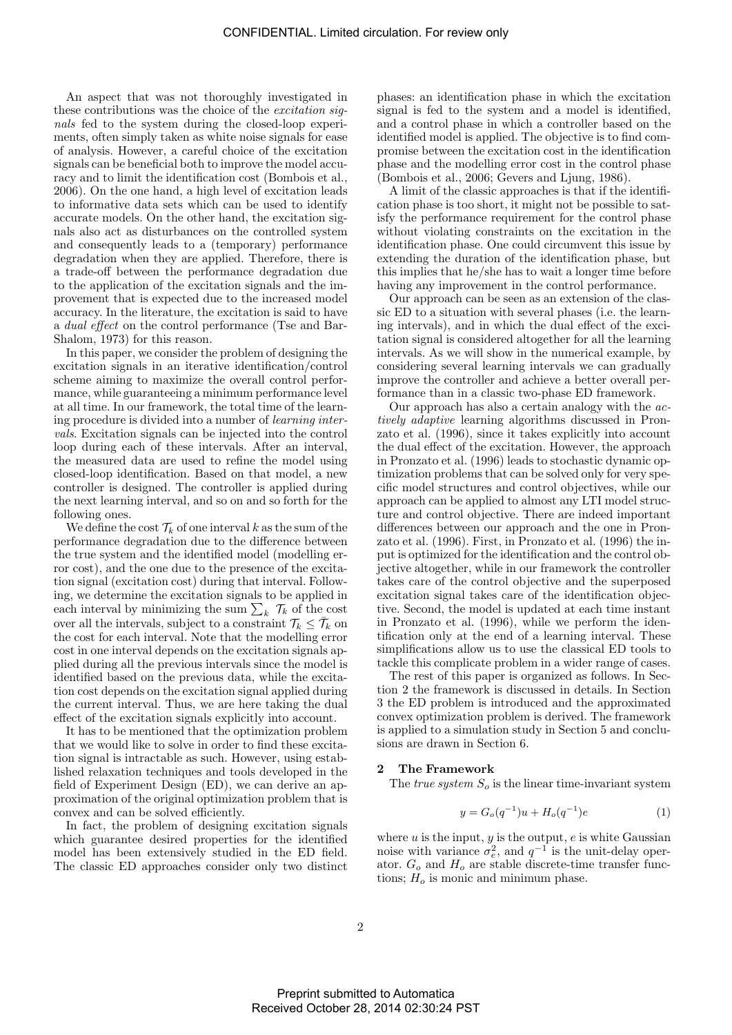An aspect that was not thoroughly investigated in these contributions was the choice of the *excitation signals* fed to the system during the closed-loop experiments, often simply taken as white noise signals for ease of analysis. However, a careful choice of the excitation signals can be beneficial both to improve the model accuracy and to limit the identification cost (Bombois et al., 2006). On the one hand, a high level of excitation leads to informative data sets which can be used to identify accurate models. On the other hand, the excitation signals also act as disturbances on the controlled system and consequently leads to a (temporary) performance degradation when they are applied. Therefore, there is a trade-off between the performance degradation due to the application of the excitation signals and the improvement that is expected due to the increased model accuracy. In the literature, the excitation is said to have a *dual effect* on the control performance (Tse and Bar-Shalom, 1973) for this reason.

In this paper, we consider the problem of designing the excitation signals in an iterative identification/control scheme aiming to maximize the overall control performance, while guaranteeing a minimum performance level at all time. In our framework, the total time of the learning procedure is divided into a number of *learning intervals*. Excitation signals can be injected into the control loop during each of these intervals. After an interval, the measured data are used to refine the model using closed-loop identification. Based on that model, a new controller is designed. The controller is applied during the next learning interval, and so on and so forth for the following ones.

We define the cost $\mathcal{T}_k$ of one interval $k$ as the sum of the performance degradation due to the difference between the true system and the identified model (modelling error cost), and the one due to the presence of the excitation signal (excitation cost) during that interval. Following, we determine the excitation signals to be applied in each interval by minimizing the sum $\sum_k \mathcal{T}_k$ of the cost over all the intervals, subject to a constraint $\mathcal{T}_k \leq \bar{\mathcal{T}}_k$ on the cost for each interval. Note that the modelling error cost in one interval depends on the excitation signals applied during all the previous intervals since the model is identified based on the previous data, while the excitation cost depends on the excitation signal applied during the current interval. Thus, we are here taking the dual effect of the excitation signals explicitly into account.

It has to be mentioned that the optimization problem that we would like to solve in order to find these excitation signal is intractable as such. However, using established relaxation techniques and tools developed in the field of Experiment Design (ED), we can derive an approximation of the original optimization problem that is convex and can be solved efficiently.

In fact, the problem of designing excitation signals which guarantee desired properties for the identified model has been extensively studied in the ED field. The classic ED approaches consider only two distinct phases: an identification phase in which the excitation signal is fed to the system and a model is identified, and a control phase in which a controller based on the identified model is applied. The objective is to find compromise between the excitation cost in the identification phase and the modelling error cost in the control phase (Bombois et al., 2006; Gevers and Ljung, 1986).

A limit of the classic approaches is that if the identification phase is too short, it might not be possible to satisfy the performance requirement for the control phase without violating constraints on the excitation in the identification phase. One could circumvent this issue by extending the duration of the identification phase, but this implies that he/she has to wait a longer time before having any improvement in the control performance.

Our approach can be seen as an extension of the classic ED to a situation with several phases (i.e. the learning intervals), and in which the dual effect of the excitation signal is considered altogether for all the learning intervals. As we will show in the numerical example, by considering several learning intervals we can gradually improve the controller and achieve a better overall performance than in a classic two-phase ED framework.

Our approach has also a certain analogy with the *actively adaptive* learning algorithms discussed in Pronzato et al. (1996), since it takes explicitly into account the dual effect of the excitation. However, the approach in Pronzato et al. (1996) leads to stochastic dynamic optimization problems that can be solved only for very specific model structures and control objectives, while our approach can be applied to almost any LTI model structure and control objective. There are indeed important differences between our approach and the one in Pronzato et al. (1996). First, in Pronzato et al. (1996) the input is optimized for the identification and the control objective altogether, while in our framework the controller takes care of the control objective and the superposed excitation signal takes care of the identification objective. Second, the model is updated at each time instant in Pronzato et al. (1996), while we perform the identification only at the end of a learning interval. These simplifications allow us to use the classical ED tools to tackle this complicate problem in a wider range of cases.

The rest of this paper is organized as follows. In Section 2 the framework is discussed in details. In Section 3 the ED problem is introduced and the approximated convex optimization problem is derived. The framework is applied to a simulation study in Section 5 and conclusions are drawn in Section 6.

## 2 The Framework

The *true system* $S_o$ is the linear time-invariant system

$$y = G_o(q^{-1})u + H_o(q^{-1})e \tag{1}$$

where $u$ is the input, $y$ is the output, $e$ is white Gaussian noise with variance $\sigma_e^2$, and $q^{-1}$ is the unit-delay operator. $G_o$ and $H_o$ are stable discrete-time transfer functions; $H_o$ is monic and minimum phase.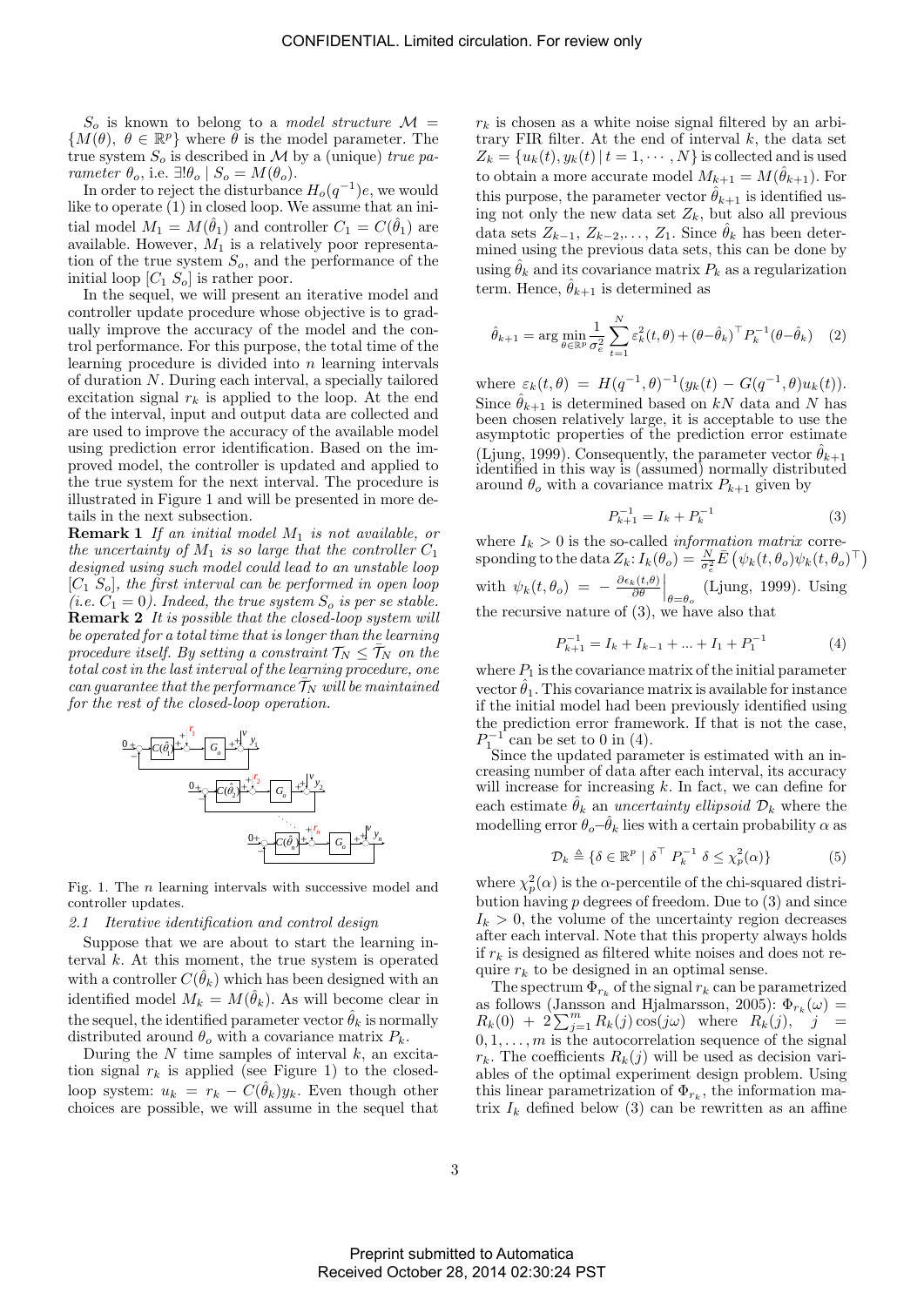$S_o$ is known to belong to a *model structure* $\mathcal{M} = \{M(\theta),\ \theta \in \mathbb{R}^p\}$ where $\theta$ is the model parameter. The true system $S_o$ is described in $\mathcal{M}$ by a (unique) *true parameter* $\theta_o$, i.e. $\exists! \theta_o \mid S_o = M(\theta_o)$.

In order to reject the disturbance $H_o(q^{-1})e$, we would like to operate (1) in closed loop. We assume that an initial model $M_1 = M(\hat{\theta}_1)$ and controller $C_1 = C(\hat{\theta}_1)$ are available. However, $M_1$ is a relatively poor representation of the true system $S_o$, and the performance of the initial loop $[C_1\ S_o]$ is rather poor.

In the sequel, we will present an iterative model and controller update procedure whose objective is to gradually improve the accuracy of the model and the control performance. For this purpose, the total time of the learning procedure is divided into $n$ learning intervals of duration $N$. During each interval, a specially tailored excitation signal $r_k$ is applied to the loop. At the end of the interval, input and output data are collected and are used to improve the accuracy of the available model using prediction error identification. Based on the improved model, the controller is updated and applied to the true system for the next interval. The procedure is illustrated in Figure 1 and will be presented in more details in the next subsection.

**Remark 1** *If an initial model $M_1$ is not available, or the uncertainty of $M_1$ is so large that the controller $C_1$ designed using such model could lead to an unstable loop $[C_1\ S_o]$, the first interval can be performed in open loop (i.e. $C_1 = 0$). Indeed, the true system $S_o$ is per se stable.*

**Remark 2** *It is possible that the closed-loop system will be operated for a total time that is longer than the learning procedure itself. By setting a constraint $\mathcal{T}_N \leq \bar{\mathcal{T}}_N$ on the total cost in the last interval of the learning procedure, one can guarantee that the performance $\bar{\mathcal{T}}_N$ will be maintained for the rest of the closed-loop operation.*

Fig. 1. The $n$ learning intervals with successive model and controller updates.

### 2.1 Iterative identification and control design

Suppose that we are about to start the learning interval $k$. At this moment, the true system is operated with a controller $C(\hat{\theta}_k)$ which has been designed with an identified model $M_k = M(\hat{\theta}_k)$. As will become clear in the sequel, the identified parameter vector $\hat{\theta}_k$ is normally distributed around $\theta_o$ with a covariance matrix $P_k$.

During the $N$ time samples of interval $k$, an excitation signal $r_k$ is applied (see Figure 1) to the closed-loop system: $u_k = r_k - C(\hat{\theta}_k)y_k$. Even though other choices are possible, we will assume in the sequel that $r_k$ is chosen as a white noise signal filtered by an arbitrary FIR filter. At the end of interval $k$, the data set $Z_k = \{u_k(t), y_k(t) \mid t = 1, \cdots, N\}$ is collected and is used to obtain a more accurate model $M_{k+1} = M(\hat{\theta}_{k+1})$. For this purpose, the parameter vector $\hat{\theta}_{k+1}$ is identified using not only the new data set $Z_k$, but also all previous data sets $Z_{k-1}, Z_{k-2}, \ldots, Z_1$. Since $\hat{\theta}_k$ has been determined using the previous data sets, this can be done by using $\hat{\theta}_k$ and its covariance matrix $P_k$ as a regularization term. Hence, $\hat{\theta}_{k+1}$ is determined as

$$\hat{\theta}_{k+1} = \arg\min_{\theta \in \mathbb{R}^p} \frac{1}{\sigma_e^2} \sum_{t=1}^{N} \varepsilon_k^2(t,\theta) + (\theta - \hat{\theta}_k)^\top P_k^{-1} (\theta - \hat{\theta}_k) \quad (2)$$

where $\varepsilon_k(t,\theta) = H(q^{-1},\theta)^{-1}(y_k(t) - G(q^{-1},\theta)u_k(t))$. Since $\hat{\theta}_{k+1}$ is determined based on $kN$ data and $N$ has been chosen relatively large, it is acceptable to use the asymptotic properties of the prediction error estimate (Ljung, 1999). Consequently, the parameter vector $\hat{\theta}_{k+1}$ identified in this way is (assumed) normally distributed around $\theta_o$ with a covariance matrix $P_{k+1}$ given by

$$P_{k+1}^{-1} = I_k + P_k^{-1} \quad (3)$$

where $I_k > 0$ is the so-called *information matrix* corresponding to the data $Z_k$: $I_k(\theta_o) = \frac{N}{\sigma_e^2} \bar{E}\left(\psi_k(t,\theta_o)\psi_k(t,\theta_o)^\top\right)$ with $\psi_k(t,\theta_o) = -\left.\frac{\partial \epsilon_k(t,\theta)}{\partial \theta}\right|_{\theta=\theta_o}$ (Ljung, 1999). Using the recursive nature of (3), we have also that

$$P_{k+1}^{-1} = I_k + I_{k-1} + \ldots + I_1 + P_1^{-1} \quad (4)$$

where $P_1$ is the covariance matrix of the initial parameter vector $\hat{\theta}_1$. This covariance matrix is available for instance if the initial model had been previously identified using the prediction error framework. If that is not the case, $P_1^{-1}$ can be set to 0 in (4).

Since the updated parameter is estimated with an increasing number of data after each interval, its accuracy will increase for increasing $k$. In fact, we can define for each estimate $\hat{\theta}_k$ an *uncertainty ellipsoid* $\mathcal{D}_k$ where the modelling error $\theta_o - \hat{\theta}_k$ lies with a certain probability $\alpha$ as

$$\mathcal{D}_k \triangleq \{\delta \in \mathbb{R}^p \mid \delta^\top\ P_k^{-1}\ \delta \leq \chi_p^2(\alpha)\} \quad (5)$$

where $\chi_p^2(\alpha)$ is the $\alpha$-percentile of the chi-squared distribution having $p$ degrees of freedom. Due to (3) and since $I_k > 0$, the volume of the uncertainty region decreases after each interval. Note that this property always holds if $r_k$ is designed as filtered white noises and does not require $r_k$ to be designed in an optimal sense.

The spectrum $\Phi_{r_k}$ of the signal $r_k$ can be parametrized as follows (Jansson and Hjalmarsson, 2005): $\Phi_{r_k}(\omega) = R_k(0) + 2\sum_{j=1}^{m} R_k(j)\cos(j\omega)$ where $R_k(j)$, $j = 0, 1, \ldots, m$ is the autocorrelation sequence of the signal $r_k$. The coefficients $R_k(j)$ will be used as decision variables of the optimal experiment design problem. Using this linear parametrization of $\Phi_{r_k}$, the information matrix $I_k$ defined below (3) can be rewritten as an affine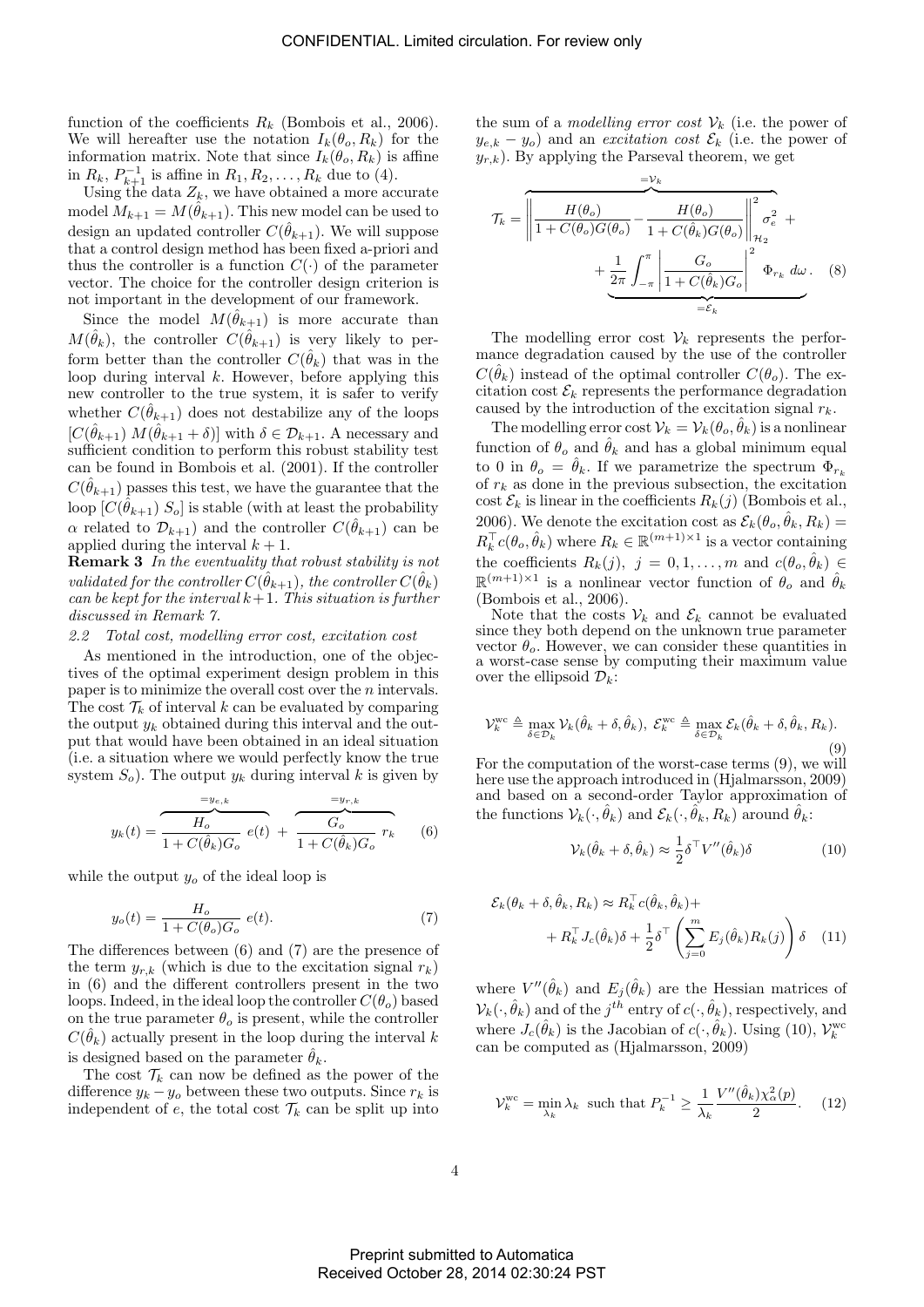function of the coefficients $R_k$ (Bombois et al., 2006). We will hereafter use the notation $I_k(\theta_o, R_k)$ for the information matrix. Note that since $I_k(\theta_o, R_k)$ is affine in $R_k$, $P_{k+1}^{-1}$ is affine in $R_1, R_2, \ldots, R_k$ due to (4).

Using the data $Z_k$, we have obtained a more accurate model $M_{k+1} = M(\hat{\theta}_{k+1})$. This new model can be used to design an updated controller $C(\hat{\theta}_{k+1})$. We will suppose that a control design method has been fixed a-priori and thus the controller is a function $C(\cdot)$ of the parameter vector. The choice for the controller design criterion is not important in the development of our framework.

Since the model $M(\hat{\theta}_{k+1})$ is more accurate than $M(\hat{\theta}_k)$, the controller $C(\hat{\theta}_{k+1})$ is very likely to perform better than the controller $C(\hat{\theta}_k)$ that was in the loop during interval $k$. However, before applying this new controller to the true system, it is safer to verify whether $C(\hat{\theta}_{k+1})$ does not destabilize any of the loops $[C(\hat{\theta}_{k+1})\ M(\hat{\theta}_{k+1} + \delta)]$ with $\delta \in \mathcal{D}_{k+1}$. A necessary and sufficient condition to perform this robust stability test can be found in Bombois et al. (2001). If the controller $C(\hat{\theta}_{k+1})$ passes this test, we have the guarantee that the loop $[C(\hat{\theta}_{k+1})\ S_o]$ is stable (with at least the probability $\alpha$ related to $\mathcal{D}_{k+1}$) and the controller $C(\hat{\theta}_{k+1})$ can be applied during the interval $k+1$.

**Remark 3** *In the eventuality that robust stability is not validated for the controller $C(\hat{\theta}_{k+1})$, the controller $C(\hat{\theta}_k)$ can be kept for the interval $k+1$. This situation is further discussed in Remark 7.*

### 2.2 Total cost, modelling error cost, excitation cost

As mentioned in the introduction, one of the objectives of the optimal experiment design problem in this paper is to minimize the overall cost over the $n$ intervals. The cost $\mathcal{T}_k$ of interval $k$ can be evaluated by comparing the output $y_k$ obtained during this interval and the output that would have been obtained in an ideal situation (i.e. a situation where we would perfectly know the true system $S_o$). The output $y_k$ during interval $k$ is given by

$$y_k(t) = \overbrace{\frac{H_o}{1 + C(\hat{\theta}_k)G_o}\ e(t)}^{=y_{e,k}} + \overbrace{\frac{G_o}{1 + C(\hat{\theta}_k)G_o}\ r_k}^{=y_{r,k}} \qquad (6)$$

while the output $y_o$ of the ideal loop is

$$y_o(t) = \frac{H_o}{1 + C(\theta_o)G_o}\ e(t). \qquad (7)$$

The differences between (6) and (7) are the presence of the term $y_{r,k}$ (which is due to the excitation signal $r_k$) in (6) and the different controllers present in the two loops. Indeed, in the ideal loop the controller $C(\theta_o)$ based on the true parameter $\theta_o$ is present, while the controller $C(\hat{\theta}_k)$ actually present in the loop during the interval $k$ is designed based on the parameter $\hat{\theta}_k$.

The cost $\mathcal{T}_k$ can now be defined as the power of the difference $y_k - y_o$ between these two outputs. Since $r_k$ is independent of $e$, the total cost $\mathcal{T}_k$ can be split up into the sum of a *modelling error cost* $\mathcal{V}_k$ (i.e. the power of $y_{e,k} - y_o$) and an *excitation cost* $\mathcal{E}_k$ (i.e. the power of $y_{r,k}$). By applying the Parseval theorem, we get

$$\mathcal{T}_k = \overbrace{\left\| \frac{H(\theta_o)}{1 + C(\theta_o)G(\theta_o)} - \frac{H(\theta_o)}{1 + C(\hat{\theta}_k)G(\theta_o)} \right\|_{\mathcal{H}_2}^2 \sigma_e^2}^{=\mathcal{V}_k} + \underbrace{\frac{1}{2\pi} \int_{-\pi}^{\pi} \left| \frac{G_o}{1 + C(\hat{\theta}_k)G_o} \right|^2 \Phi_{r_k}\, d\omega}_{=\mathcal{E}_k}. \qquad (8)$$

The modelling error cost $\mathcal{V}_k$ represents the performance degradation caused by the use of the controller $C(\hat{\theta}_k)$ instead of the optimal controller $C(\theta_o)$. The excitation cost $\mathcal{E}_k$ represents the performance degradation caused by the introduction of the excitation signal $r_k$.

The modelling error cost $\mathcal{V}_k = \mathcal{V}_k(\theta_o, \hat{\theta}_k)$ is a nonlinear function of $\theta_o$ and $\hat{\theta}_k$ and has a global minimum equal to 0 in $\theta_o = \hat{\theta}_k$. If we parametrize the spectrum $\Phi_{r_k}$ of $r_k$ as done in the previous subsection, the excitation cost $\mathcal{E}_k$ is linear in the coefficients $R_k(j)$ (Bombois et al., 2006). We denote the excitation cost as $\mathcal{E}_k(\theta_o, \hat{\theta}_k, R_k) = R_k^\top c(\theta_o, \hat{\theta}_k)$ where $R_k \in \mathbb{R}^{(m+1)\times 1}$ is a vector containing the coefficients $R_k(j)$, $j = 0, 1, \ldots, m$ and $c(\theta_o, \hat{\theta}_k) \in \mathbb{R}^{(m+1)\times 1}$ is a nonlinear vector function of $\theta_o$ and $\hat{\theta}_k$ (Bombois et al., 2006).

Note that the costs $\mathcal{V}_k$ and $\mathcal{E}_k$ cannot be evaluated since they both depend on the unknown true parameter vector $\theta_o$. However, we can consider these quantities in a worst-case sense by computing their maximum value over the ellipsoid $\mathcal{D}_k$:

$$\mathcal{V}_k^{\mathrm{wc}} \triangleq \max_{\delta \in \mathcal{D}_k} \mathcal{V}_k(\hat{\theta}_k + \delta, \hat{\theta}_k),\ \mathcal{E}_k^{\mathrm{wc}} \triangleq \max_{\delta \in \mathcal{D}_k} \mathcal{E}_k(\hat{\theta}_k + \delta, \hat{\theta}_k, R_k). \qquad (9)$$

For the computation of the worst-case terms (9), we will here use the approach introduced in (Hjalmarsson, 2009) and based on a second-order Taylor approximation of the functions $\mathcal{V}_k(\cdot, \hat{\theta}_k)$ and $\mathcal{E}_k(\cdot, \hat{\theta}_k, R_k)$ around $\hat{\theta}_k$:

$$\mathcal{V}_k(\hat{\theta}_k + \delta, \hat{\theta}_k) \approx \frac{1}{2}\delta^\top V''(\hat{\theta}_k)\delta \qquad (10)$$

$$\mathcal{E}_k(\theta_k + \delta, \hat{\theta}_k, R_k) \approx R_k^\top c(\hat{\theta}_k, \hat{\theta}_k) + R_k^\top J_c(\hat{\theta}_k)\delta + \frac{1}{2}\delta^\top \left( \sum_{j=0}^{m} E_j(\hat{\theta}_k) R_k(j) \right) \delta \qquad (11)$$

where $V''(\hat{\theta}_k)$ and $E_j(\hat{\theta}_k)$ are the Hessian matrices of $\mathcal{V}_k(\cdot, \hat{\theta}_k)$ and of the $j^{th}$ entry of $c(\cdot, \hat{\theta}_k)$, respectively, and where $J_c(\hat{\theta}_k)$ is the Jacobian of $c(\cdot, \hat{\theta}_k)$. Using (10), $\mathcal{V}_k^{\mathrm{wc}}$ can be computed as (Hjalmarsson, 2009)

$$\mathcal{V}_k^{\mathrm{wc}} = \min_{\lambda_k} \lambda_k \ \text{ such that } P_k^{-1} \geq \frac{1}{\lambda_k} \frac{V''(\hat{\theta}_k)\chi_\alpha^2(p)}{2}. \qquad (12)$$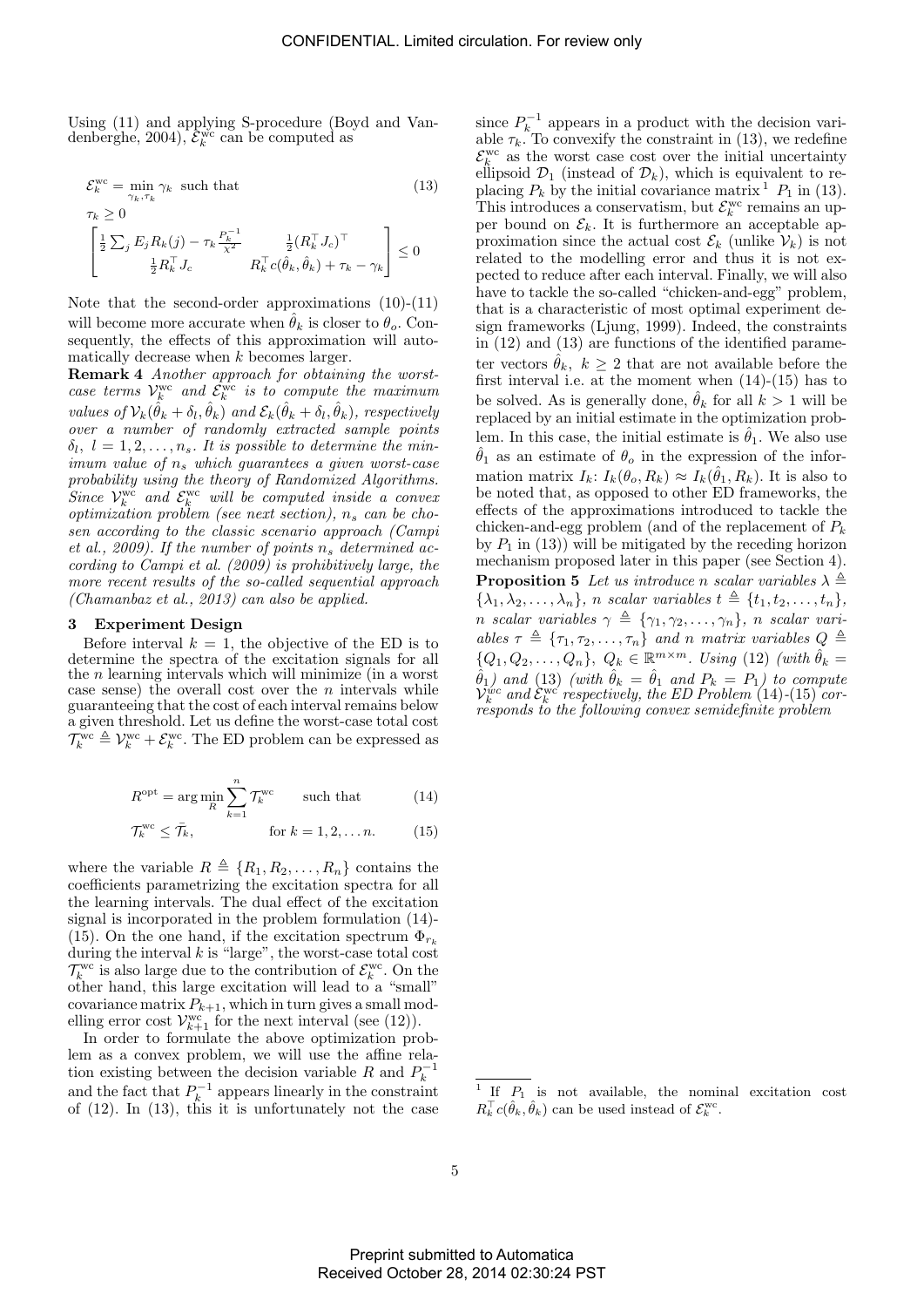Using (11) and applying S-procedure (Boyd and Vandenberghe, 2004), $\mathcal{E}_k^{\text{wc}}$ can be computed as

$$
\begin{aligned}
&\mathcal{E}_k^{\text{wc}} = \min_{\gamma_k, \tau_k} \gamma_k \;\text{ such that} \\
&\tau_k \geq 0 \\
&\begin{bmatrix} \frac{1}{2}\sum_j E_j R_k(j) - \tau_k \frac{P_k^{-1}}{\chi^2} & \frac{1}{2}(R_k^\top J_c)^\top \\ \frac{1}{2} R_k^\top J_c & R_k^\top c(\hat{\theta}_k, \hat{\theta}_k) + \tau_k - \gamma_k \end{bmatrix} \leq 0
\end{aligned}
\tag{13}
$$

Note that the second-order approximations (10)-(11) will become more accurate when $\hat{\theta}_k$ is closer to $\theta_o$. Consequently, the effects of this approximation will automatically decrease when $k$ becomes larger.

**Remark 4** *Another approach for obtaining the worst-case terms $\mathcal{V}_k^{\text{wc}}$ and $\mathcal{E}_k^{\text{wc}}$ is to compute the maximum values of $\mathcal{V}_k(\hat{\theta}_k + \delta_l, \hat{\theta}_k)$ and $\mathcal{E}_k(\hat{\theta}_k + \delta_l, \hat{\theta}_k)$, respectively over a number of randomly extracted sample points $\delta_l$, $l = 1, 2, \ldots, n_s$. It is possible to determine the minimum value of $n_s$ which guarantees a given worst-case probability using the theory of Randomized Algorithms. Since $\mathcal{V}_k^{\text{wc}}$ and $\mathcal{E}_k^{\text{wc}}$ will be computed inside a convex optimization problem (see next section), $n_s$ can be chosen according to the classic scenario approach (Campi et al., 2009). If the number of points $n_s$ determined according to Campi et al. (2009) is prohibitively large, the more recent results of the so-called sequential approach (Chamanbaz et al., 2013) can also be applied.*

## 3 Experiment Design

Before interval $k = 1$, the objective of the ED is to determine the spectra of the excitation signals for all the $n$ learning intervals which will minimize (in a worst case sense) the overall cost over the $n$ intervals while guaranteeing that the cost of each interval remains below a given threshold. Let us define the worst-case total cost $\mathcal{T}_k^{\text{wc}} \triangleq \mathcal{V}_k^{\text{wc}} + \mathcal{E}_k^{\text{wc}}$. The ED problem can be expressed as

$$
R^{\text{opt}} = \arg\min_R \sum_{k=1}^{n} \mathcal{T}_k^{\text{wc}} \qquad \text{such that} \tag{14}
$$

$$
\mathcal{T}_k^{\text{wc}} \leq \bar{\mathcal{T}}_k, \qquad \text{for } k = 1, 2, \ldots n. \tag{15}
$$

where the variable $R \triangleq \{R_1, R_2, \ldots, R_n\}$ contains the coefficients parametrizing the excitation spectra for all the learning intervals. The dual effect of the excitation signal is incorporated in the problem formulation (14)-(15). On the one hand, if the excitation spectrum $\Phi_{r_k}$ during the interval $k$ is "large", the worst-case total cost $\mathcal{T}_k^{\text{wc}}$ is also large due to the contribution of $\mathcal{E}_k^{\text{wc}}$. On the other hand, this large excitation will lead to a "small" covariance matrix $P_{k+1}$, which in turn gives a small modelling error cost $\mathcal{V}_{k+1}^{\text{wc}}$ for the next interval (see (12)).

In order to formulate the above optimization problem as a convex problem, we will use the affine relation existing between the decision variable $R$ and $P_k^{-1}$ and the fact that $P_k^{-1}$ appears linearly in the constraint of (12). In (13), this it is unfortunately not the case since $P_k^{-1}$ appears in a product with the decision variable $\tau_k$. To convexify the constraint in (13), we redefine $\mathcal{E}_k^{\text{wc}}$ as the worst case cost over the initial uncertainty ellipsoid $\mathcal{D}_1$ (instead of $\mathcal{D}_k$), which is equivalent to replacing $P_k$ by the initial covariance matrix[1] $P_1$ in (13). This introduces a conservatism, but $\mathcal{E}_k^{\text{wc}}$ remains an upper bound on $\mathcal{E}_k$. It is furthermore an acceptable approximation since the actual cost $\mathcal{E}_k$ (unlike $\mathcal{V}_k$) is not related to the modelling error and thus it is not expected to reduce after each interval. Finally, we will also have to tackle the so-called "chicken-and-egg" problem, that is a characteristic of most optimal experiment design frameworks (Ljung, 1999). Indeed, the constraints in (12) and (13) are functions of the identified parameter vectors $\hat{\theta}_k$, $k \geq 2$ that are not available before the first interval i.e. at the moment when (14)-(15) has to be solved. As is generally done, $\hat{\theta}_k$ for all $k > 1$ will be replaced by an initial estimate in the optimization problem. In this case, the initial estimate is $\hat{\theta}_1$. We also use $\hat{\theta}_1$ as an estimate of $\theta_o$ in the expression of the information matrix $I_k$: $I_k(\theta_o, R_k) \approx I_k(\hat{\theta}_1, R_k)$. It is also to be noted that, as opposed to other ED frameworks, the effects of the approximations introduced to tackle the chicken-and-egg problem (and of the replacement of $P_k$ by $P_1$ in (13)) will be mitigated by the receding horizon mechanism proposed later in this paper (see Section 4).

**Proposition 5** *Let us introduce $n$ scalar variables $\lambda \triangleq \{\lambda_1, \lambda_2, \ldots, \lambda_n\}$, $n$ scalar variables $t \triangleq \{t_1, t_2, \ldots, t_n\}$, $n$ scalar variables $\gamma \triangleq \{\gamma_1, \gamma_2, \ldots, \gamma_n\}$, $n$ scalar variables $\tau \triangleq \{\tau_1, \tau_2, \ldots, \tau_n\}$ and $n$ matrix variables $Q \triangleq \{Q_1, Q_2, \ldots, Q_n\}$, $Q_k \in \mathbb{R}^{m \times m}$. Using (12) (with $\hat{\theta}_k = \hat{\theta}_1$) and (13) (with $\hat{\theta}_k = \hat{\theta}_1$ and $P_k = P_1$) to compute $\mathcal{V}_k^{wc}$ and $\mathcal{E}_k^{\text{wc}}$ respectively, the ED Problem (14)-(15) corresponds to the following convex semidefinite problem*

[1] If $P_1$ is not available, the nominal excitation cost $R_k^\top c(\hat{\theta}_k, \hat{\theta}_k)$ can be used instead of $\mathcal{E}_k^{\text{wc}}$.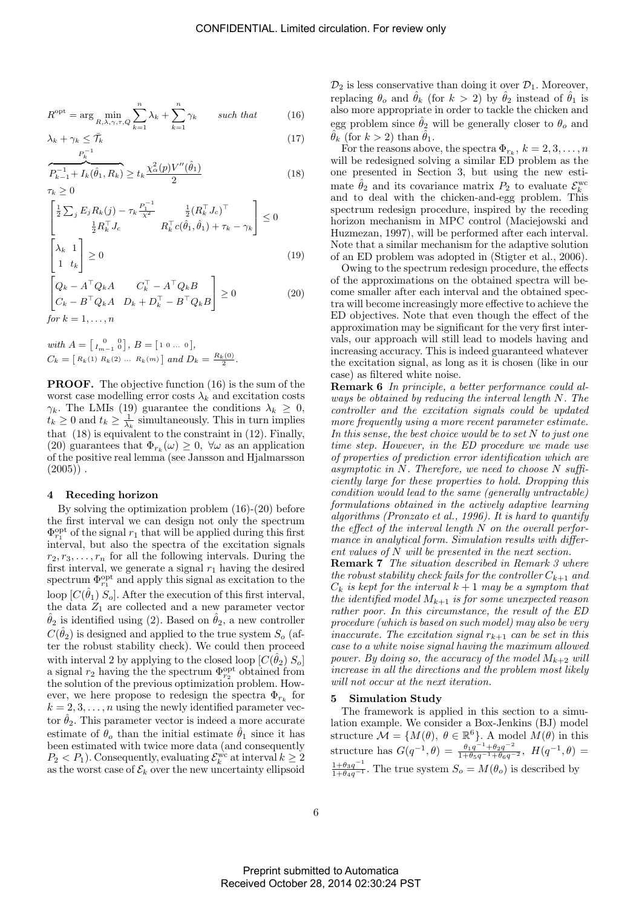$$R^{\text{opt}} = \arg\min_{R,\lambda,\gamma,\tau,Q} \sum_{k=1}^{n} \lambda_k + \sum_{k=1}^{n} \gamma_k \qquad \textit{such that} \tag{16}$$

$$\lambda_k + \gamma_k \leq \bar{\mathcal{T}}_k \tag{17}$$

$$\overbrace{P_{k-1}^{-1} + I_k(\hat{\theta}_1, R_k)}^{P_k^{-1}} \geq t_k \frac{\chi^2_\alpha(p) V''(\hat{\theta}_1)}{2} \tag{18}$$

$$\tau_k \geq 0$$

$$\begin{bmatrix} \frac{1}{2}\sum_j E_j R_k(j) - \tau_k \frac{P_1^{-1}}{\chi^2} & \frac{1}{2}(R_k^\top J_c)^\top \\ \frac{1}{2} R_k^\top J_c & R_k^\top c(\hat{\theta}_1, \hat{\theta}_1) + \tau_k - \gamma_k \end{bmatrix} \leq 0$$

$$\begin{bmatrix} \lambda_k & 1 \\ 1 & t_k \end{bmatrix} \geq 0 \tag{19}$$

$$\begin{bmatrix} Q_k - A^\top Q_k A & C_k^\top - A^\top Q_k B \\ C_k - B^\top Q_k A & D_k + D_k^\top - B^\top Q_k B \end{bmatrix} \geq 0 \tag{20}$$

*for* $k = 1, \ldots, n$

*with* $A = \left[\begin{smallmatrix} 0 & 0 \\ I_{m-1} & 0 \end{smallmatrix}\right]$, $B = [\, 1 \; 0 \; \ldots \; 0 \,]$, $C_k = [\, R_k(1) \; R_k(2) \; \ldots \; R_k(m) \,]$ *and* $D_k = \frac{R_k(0)}{2}$.

**PROOF.** The objective function (16) is the sum of the worst case modelling error costs $\lambda_k$ and excitation costs $\gamma_k$. The LMIs (19) guarantee the conditions $\lambda_k \geq 0$, $t_k \geq 0$ and $t_k \geq \frac{1}{\lambda_k}$ simultaneously. This in turn implies that (18) is equivalent to the constraint in (12). Finally, (20) guarantees that $\Phi_{r_k}(\omega) \geq 0, \ \forall \omega$ as an application of the positive real lemma (see Jansson and Hjalmarsson (2005)) .

## 4 Receding horizon

By solving the optimization problem (16)-(20) before the first interval we can design not only the spectrum $\Phi_{r_1}^{\text{opt}}$ of the signal $r_1$ that will be applied during this first interval, but also the spectra of the excitation signals $r_2, r_3, \ldots, r_n$ for all the following intervals. During the first interval, we generate a signal $r_1$ having the desired spectrum $\Phi_{r_1}^{\text{opt}}$ and apply this signal as excitation to the loop $[C(\hat{\theta}_1)\, S_o]$. After the execution of this first interval, the data $Z_1$ are collected and a new parameter vector $\hat{\theta}_2$ is identified using (2). Based on $\hat{\theta}_2$, a new controller $C(\hat{\theta}_2)$ is designed and applied to the true system $S_o$ (after the robust stability check). We could then proceed with interval 2 by applying to the closed loop $[C(\hat{\theta}_2)\, S_o]$ a signal $r_2$ having the the spectrum $\Phi_{r_2}^{\text{opt}}$ obtained from the solution of the previous optimization problem. However, we here propose to redesign the spectra $\Phi_{r_k}$ for $k = 2, 3, \ldots, n$ using the newly identified parameter vector $\hat{\theta}_2$. This parameter vector is indeed a more accurate estimate of $\theta_o$ than the initial estimate $\hat{\theta}_1$ since it has been estimated with twice more data (and consequently $P_2 < P_1$). Consequently, evaluating $\mathcal{E}_k^{\text{wc}}$ at interval $k \geq 2$ as the worst case of $\mathcal{E}_k$ over the new uncertainty ellipsoid $\mathcal{D}_2$ is less conservative than doing it over $\mathcal{D}_1$. Moreover, replacing $\theta_o$ and $\hat{\theta}_k$ (for $k > 2$) by $\hat{\theta}_2$ instead of $\hat{\theta}_1$ is also more appropriate in order to tackle the chicken and egg problem since $\hat{\theta}_2$ will be generally closer to $\theta_o$ and $\hat{\theta}_k$ (for $k > 2$) than $\hat{\theta}_1$.

For the reasons above, the spectra $\Phi_{r_k}$, $k = 2, 3, \ldots, n$ will be redesigned solving a similar ED problem as the one presented in Section 3, but using the new estimate $\hat{\theta}_2$ and its covariance matrix $P_2$ to evaluate $\mathcal{E}_k^{\text{wc}}$ and to deal with the chicken-and-egg problem. This spectrum redesign procedure, inspired by the receding horizon mechanism in MPC control (Maciejowski and Huzmezan, 1997), will be performed after each interval. Note that a similar mechanism for the adaptive solution of an ED problem was adopted in (Stigter et al., 2006).

Owing to the spectrum redesign procedure, the effects of the approximations on the obtained spectra will become smaller after each interval and the obtained spectra will become increasingly more effective to achieve the ED objectives. Note that even though the effect of the approximation may be significant for the very first intervals, our approach will still lead to models having and increasing accuracy. This is indeed guaranteed whatever the excitation signal, as long as it is chosen (like in our case) as filtered white noise.

**Remark 6** *In principle, a better performance could always be obtained by reducing the interval length $N$. The controller and the excitation signals could be updated more frequently using a more recent parameter estimate. In this sense, the best choice would be to set $N$ to just one time step. However, in the ED procedure we made use of properties of prediction error identification which are asymptotic in $N$. Therefore, we need to choose $N$ sufficiently large for these properties to hold. Dropping this condition would lead to the same (generally untractable) formulations obtained in the actively adaptive learning algorithms (Pronzato et al., 1996). It is hard to quantify the effect of the interval length $N$ on the overall performance in analytical form. Simulation results with different values of $N$ will be presented in the next section.*

**Remark 7** *The situation described in Remark 3 where the robust stability check fails for the controller $C_{k+1}$ and $C_k$ is kept for the interval $k+1$ may be a symptom that the identified model $M_{k+1}$ is for some unexpected reason rather poor. In this circumstance, the result of the ED procedure (which is based on such model) may also be very inaccurate. The excitation signal $r_{k+1}$ can be set in this case to a white noise signal having the maximum allowed power. By doing so, the accuracy of the model $M_{k+2}$ will increase in all the directions and the problem most likely will not occur at the next iteration.*

## 5 Simulation Study

The framework is applied in this section to a simulation example. We consider a Box-Jenkins (BJ) model structure $\mathcal{M} = \{M(\theta),\ \theta \in \mathbb{R}^6\}$. A model $M(\theta)$ in this structure has $G(q^{-1}, \theta) = \frac{\theta_1 q^{-1} + \theta_2 q^{-2}}{1 + \theta_5 q^{-1} + \theta_6 q^{-2}}$, $H(q^{-1}, \theta) = \frac{1 + \theta_3 q^{-1}}{1 + \theta_4 q^{-1}}$. The true system $S_o = M(\theta_o)$ is described by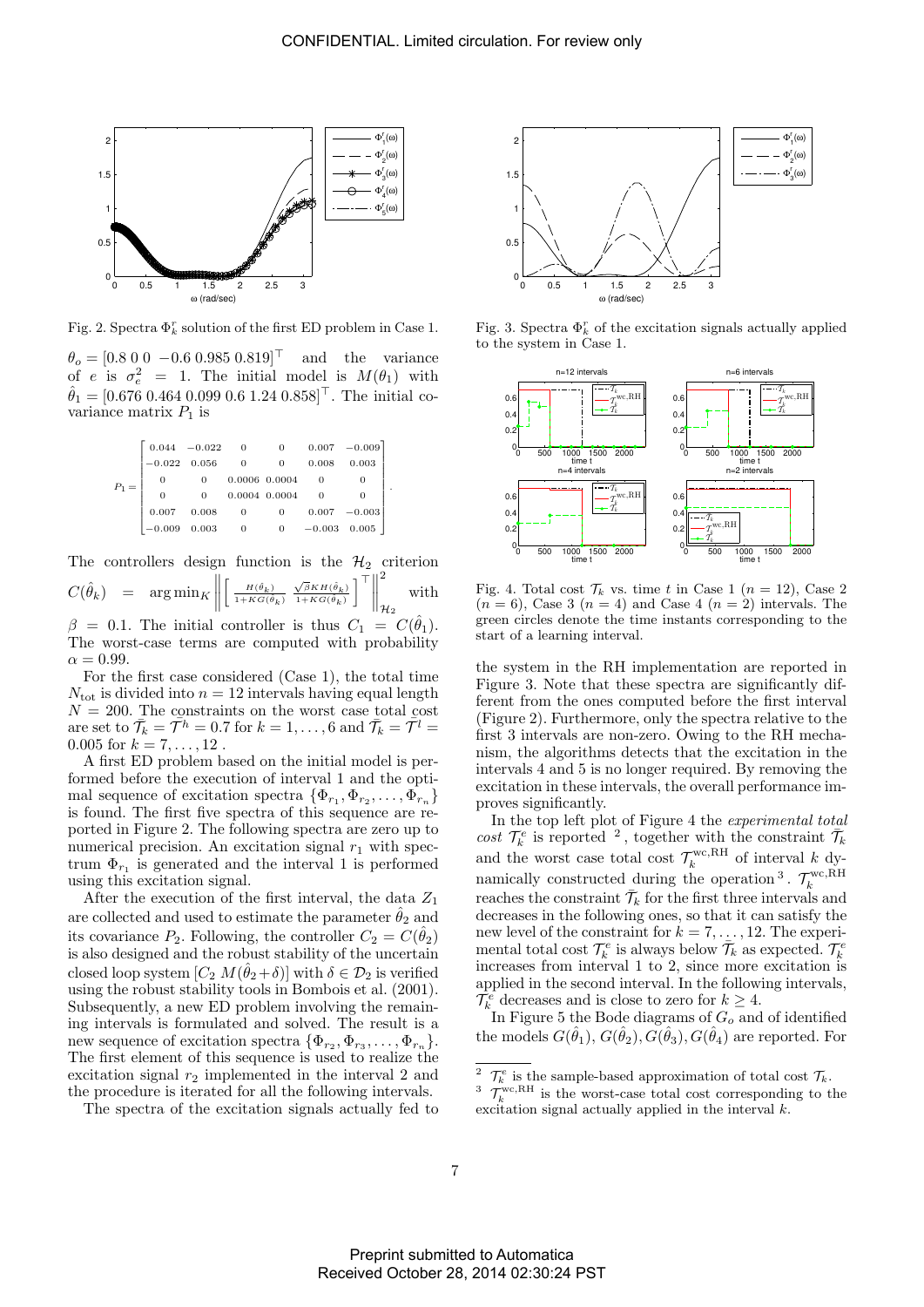Fig. 2. Spectra $\Phi_k^r$ solution of the first ED problem in Case 1.

$\theta_o = [0.8\ 0\ 0\ \ -0.6\ 0.985\ 0.819]^\top$ and the variance of $e$ is $\sigma_e^2 = 1$. The initial model is $M(\theta_1)$ with $\hat{\theta}_1 = [0.676\ 0.464\ 0.099\ 0.6\ 1.24\ 0.858]^\top$. The initial covariance matrix $P_1$ is

$$P_1 = \begin{bmatrix} 0.044 & -0.022 & 0 & 0 & 0.007 & -0.009 \\ -0.022 & 0.056 & 0 & 0 & 0.008 & 0.003 \\ 0 & 0 & 0.0006 & 0.0004 & 0 & 0 \\ 0 & 0 & 0.0004 & 0.0004 & 0 & 0 \\ 0.007 & 0.008 & 0 & 0 & 0.007 & -0.003 \\ -0.009 & 0.003 & 0 & 0 & -0.003 & 0.005 \end{bmatrix}.$$

The controllers design function is the $\mathcal{H}_2$ criterion $C(\hat{\theta}_k) = \arg\min_K \left\| \left[ \frac{H(\hat{\theta}_k)}{1+KG(\hat{\theta}_k)} \ \frac{\sqrt{\beta}KH(\hat{\theta}_k)}{1+KG(\hat{\theta}_k)} \right]^\top \right\|_{\mathcal{H}_2}^2$ with $\beta = 0.1$. The initial controller is thus $C_1 = C(\hat{\theta}_1)$. The worst-case terms are computed with probability $\alpha = 0.99$.

For the first case considered (Case 1), the total time $N_{\text{tot}}$ is divided into $n = 12$ intervals having equal length $N = 200$. The constraints on the worst case total cost are set to $\bar{\mathcal{T}}_k = \bar{\mathcal{T}}^h = 0.7$ for $k = 1, \ldots, 6$ and $\bar{\mathcal{T}}_k = \bar{\mathcal{T}}^l = 0.005$ for $k = 7, \ldots, 12$ .

A first ED problem based on the initial model is performed before the execution of interval 1 and the optimal sequence of excitation spectra $\{\Phi_{r_1}, \Phi_{r_2}, \ldots, \Phi_{r_n}\}$ is found. The first five spectra of this sequence are reported in Figure 2. The following spectra are zero up to numerical precision. An excitation signal $r_1$ with spectrum $\Phi_{r_1}$ is generated and the interval 1 is performed using this excitation signal.

After the execution of the first interval, the data $Z_1$ are collected and used to estimate the parameter $\hat{\theta}_2$ and its covariance $P_2$. Following, the controller $C_2 = C(\hat{\theta}_2)$ is also designed and the robust stability of the uncertain closed loop system $[C_2\ M(\hat{\theta}_2+\delta)]$ with $\delta \in \mathcal{D}_2$ is verified using the robust stability tools in Bombois et al. (2001). Subsequently, a new ED problem involving the remaining intervals is formulated and solved. The result is a new sequence of excitation spectra $\{\Phi_{r_2}, \Phi_{r_3}, \ldots, \Phi_{r_n}\}$. The first element of this sequence is used to realize the excitation signal $r_2$ implemented in the interval 2 and the procedure is iterated for all the following intervals.

The spectra of the excitation signals actually fed to the system in the RH implementation are reported in Figure 3. Note that these spectra are significantly different from the ones computed before the first interval (Figure 2). Furthermore, only the spectra relative to the first 3 intervals are non-zero. Owing to the RH mechanism, the algorithms detects that the excitation in the intervals 4 and 5 is no longer required. By removing the excitation in these intervals, the overall performance improves significantly.

Fig. 3. Spectra $\Phi_k^r$ of the excitation signals actually applied to the system in Case 1.

Fig. 4. Total cost $\mathcal{T}_k$ vs. time $t$ in Case 1 ($n = 12$), Case 2 ($n = 6$), Case 3 ($n = 4$) and Case 4 ($n = 2$) intervals. The green circles denote the time instants corresponding to the start of a learning interval.

In the top left plot of Figure 4 the *experimental total cost* $\mathcal{T}_k^e$ is reported [2], together with the constraint $\bar{\mathcal{T}}_k$ and the worst case total cost $\mathcal{T}_k^{\text{wc,RH}}$ of interval $k$ dynamically constructed during the operation [3]. $\mathcal{T}_k^{\text{wc,RH}}$ reaches the constraint $\bar{\mathcal{T}}_k$ for the first three intervals and decreases in the following ones, so that it can satisfy the new level of the constraint for $k = 7, \ldots, 12$. The experimental total cost $\mathcal{T}_k^e$ is always below $\bar{\mathcal{T}}_k$ as expected. $\mathcal{T}_k^e$ increases from interval 1 to 2, since more excitation is applied in the second interval. In the following intervals, $\mathcal{T}_k^e$ decreases and is close to zero for $k \geq 4$.

In Figure 5 the Bode diagrams of $G_o$ and of identified the models $G(\hat{\theta}_1), G(\hat{\theta}_2), G(\hat{\theta}_3), G(\hat{\theta}_4)$ are reported. For

[2] $\mathcal{T}_k^e$ is the sample-based approximation of total cost $\mathcal{T}_k$.

[3] $\mathcal{T}_k^{\text{wc,RH}}$ is the worst-case total cost corresponding to the excitation signal actually applied in the interval $k$.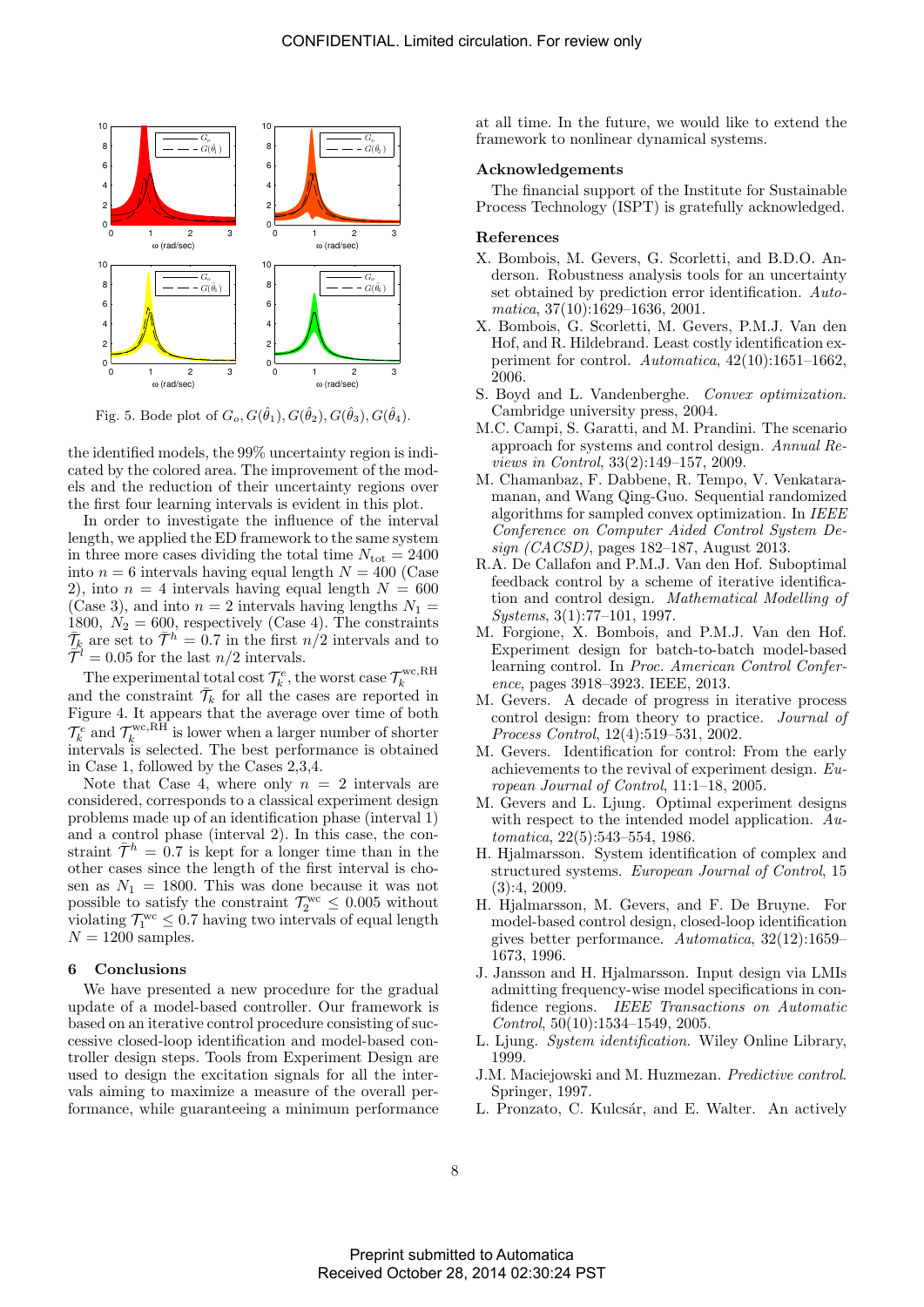Fig. 5. Bode plot of $G_o, G(\hat{\theta}_1), G(\hat{\theta}_2), G(\hat{\theta}_3), G(\hat{\theta}_4)$.

the identified models, the 99% uncertainty region is indicated by the colored area. The improvement of the models and the reduction of their uncertainty regions over the first four learning intervals is evident in this plot.

In order to investigate the influence of the interval length, we applied the ED framework to the same system in three more cases dividing the total time $N_{\text{tot}} = 2400$ into $n = 6$ intervals having equal length $N = 400$ (Case 2), into $n = 4$ intervals having equal length $N = 600$ (Case 3), and into $n = 2$ intervals having lengths $N_1 = 1800$, $N_2 = 600$, respectively (Case 4). The constraints $\bar{\mathcal{T}}_k$ are set to $\bar{\mathcal{T}}^h = 0.7$ in the first $n/2$ intervals and to $\bar{\mathcal{T}}^l = 0.05$ for the last $n/2$ intervals.

The experimental total cost $\mathcal{T}_k^e$, the worst case $\mathcal{T}_k^{\text{wc,RH}}$ and the constraint $\bar{\mathcal{T}}_k$ for all the cases are reported in Figure 4. It appears that the average over time of both $\mathcal{T}_k^e$ and $\mathcal{T}_k^{\text{wc,RH}}$ is lower when a larger number of shorter intervals is selected. The best performance is obtained in Case 1, followed by the Cases 2,3,4.

Note that Case 4, where only $n = 2$ intervals are considered, corresponds to a classical experiment design problems made up of an identification phase (interval 1) and a control phase (interval 2). In this case, the constraint $\bar{\mathcal{T}}^h = 0.7$ is kept for a longer time than in the other cases since the length of the first interval is chosen as $N_1 = 1800$. This was done because it was not possible to satisfy the constraint $\mathcal{T}_2^{\text{wc}} \leq 0.005$ without violating $\mathcal{T}_1^{\text{wc}} \leq 0.7$ having two intervals of equal length $N = 1200$ samples.

## 6 Conclusions

We have presented a new procedure for the gradual update of a model-based controller. Our framework is based on an iterative control procedure consisting of successive closed-loop identification and model-based controller design steps. Tools from Experiment Design are used to design the excitation signals for all the intervals aiming to maximize a measure of the overall performance, while guaranteeing a minimum performance at all time. In the future, we would like to extend the framework to nonlinear dynamical systems.

### Acknowledgements

The financial support of the Institute for Sustainable Process Technology (ISPT) is gratefully acknowledged.

### References

X. Bombois, M. Gevers, G. Scorletti, and B.D.O. Anderson. Robustness analysis tools for an uncertainty set obtained by prediction error identification. *Automatica*, 37(10):1629–1636, 2001.

X. Bombois, G. Scorletti, M. Gevers, P.M.J. Van den Hof, and R. Hildebrand. Least costly identification experiment for control. *Automatica*, 42(10):1651–1662, 2006.

S. Boyd and L. Vandenberghe. *Convex optimization*. Cambridge university press, 2004.

M.C. Campi, S. Garatti, and M. Prandini. The scenario approach for systems and control design. *Annual Reviews in Control*, 33(2):149–157, 2009.

M. Chamanbaz, F. Dabbene, R. Tempo, V. Venkataramanan, and Wang Qing-Guo. Sequential randomized algorithms for sampled convex optimization. In *IEEE Conference on Computer Aided Control System Design (CACSD)*, pages 182–187, August 2013.

R.A. De Callafon and P.M.J. Van den Hof. Suboptimal feedback control by a scheme of iterative identification and control design. *Mathematical Modelling of Systems*, 3(1):77–101, 1997.

M. Forgione, X. Bombois, and P.M.J. Van den Hof. Experiment design for batch-to-batch model-based learning control. In *Proc. American Control Conference*, pages 3918–3923. IEEE, 2013.

M. Gevers. A decade of progress in iterative process control design: from theory to practice. *Journal of Process Control*, 12(4):519–531, 2002.

M. Gevers. Identification for control: From the early achievements to the revival of experiment design. *European Journal of Control*, 11:1–18, 2005.

M. Gevers and L. Ljung. Optimal experiment designs with respect to the intended model application. *Automatica*, 22(5):543–554, 1986.

H. Hjalmarsson. System identification of complex and structured systems. *European Journal of Control*, 15 (3):4, 2009.

H. Hjalmarsson, M. Gevers, and F. De Bruyne. For model-based control design, closed-loop identification gives better performance. *Automatica*, 32(12):1659–1673, 1996.

J. Jansson and H. Hjalmarsson. Input design via LMIs admitting frequency-wise model specifications in confidence regions. *IEEE Transactions on Automatic Control*, 50(10):1534–1549, 2005.

L. Ljung. *System identification*. Wiley Online Library, 1999.

J.M. Maciejowski and M. Huzmezan. *Predictive control*. Springer, 1997.

L. Pronzato, C. Kulcsár, and E. Walter. An actively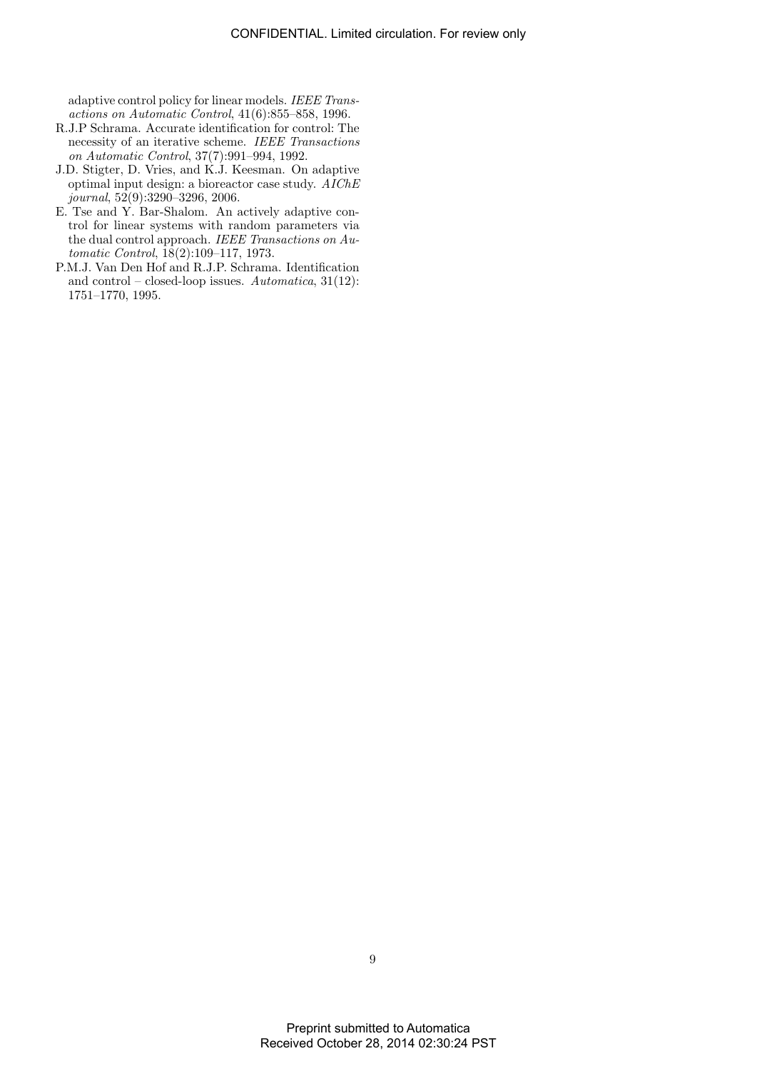adaptive control policy for linear models. *IEEE Transactions on Automatic Control*, 41(6):855–858, 1996.

R.J.P Schrama. Accurate identification for control: The necessity of an iterative scheme. *IEEE Transactions on Automatic Control*, 37(7):991–994, 1992.

J.D. Stigter, D. Vries, and K.J. Keesman. On adaptive optimal input design: a bioreactor case study. *AIChE journal*, 52(9):3290–3296, 2006.

E. Tse and Y. Bar-Shalom. An actively adaptive control for linear systems with random parameters via the dual control approach. *IEEE Transactions on Automatic Control*, 18(2):109–117, 1973.

P.M.J. Van Den Hof and R.J.P. Schrama. Identification and control – closed-loop issues. *Automatica*, 31(12): 1751–1770, 1995.